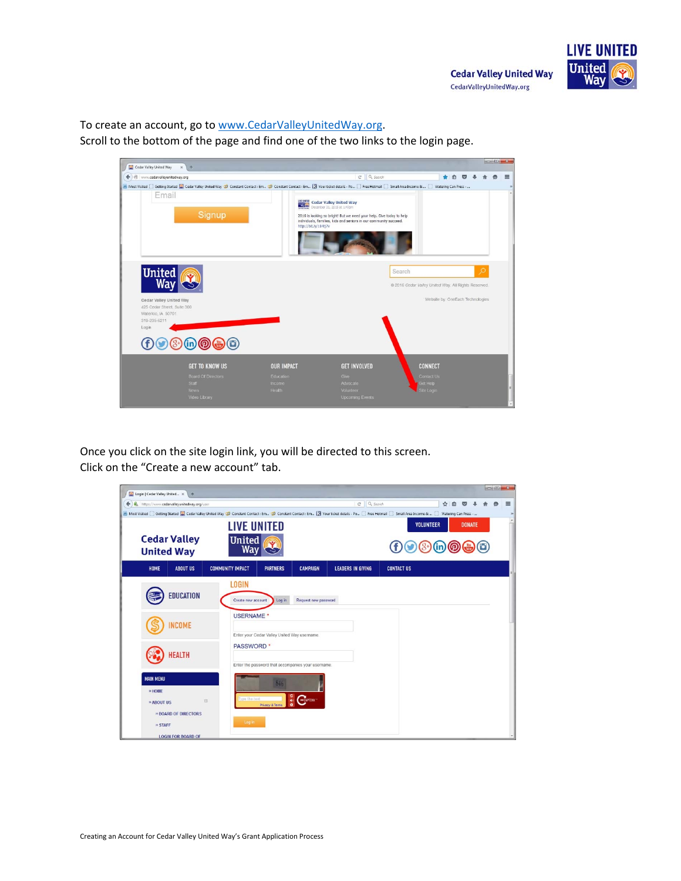To create an account, go to [www.CedarValleyUnitedWay.org](http://www.CedarValleyUnitedWay.org).
Scroll to the bottom of the page and find one of the two links to the login page.

Once you click on the site login link, you will be directed to this screen.
Click on the “Create a new account” tab.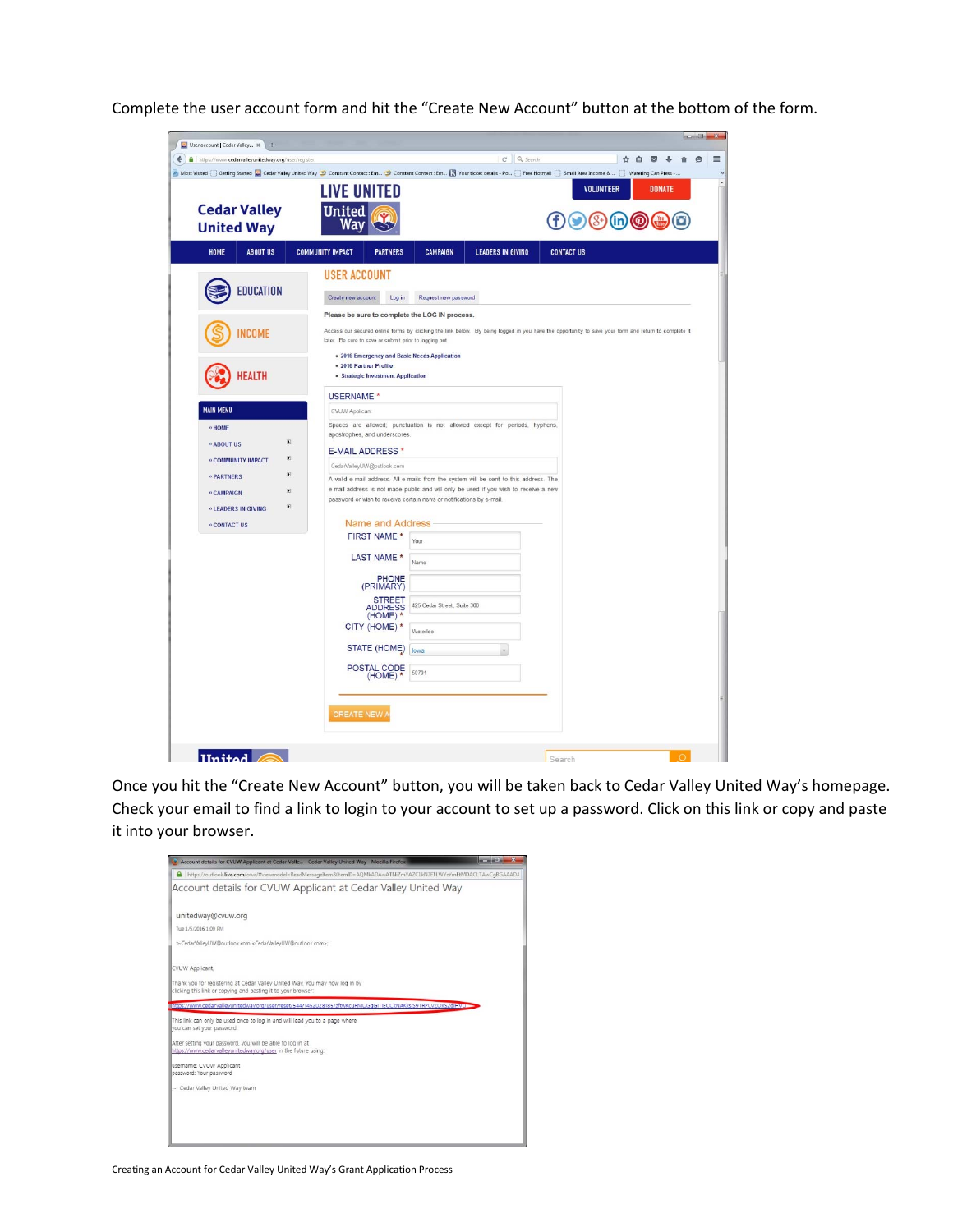Complete the user account form and hit the "Create New Account" button at the bottom of the form.

Once you hit the "Create New Account" button, you will be taken back to Cedar Valley United Way's homepage. Check your email to find a link to login to your account to set up a password. Click on this link or copy and paste it into your browser.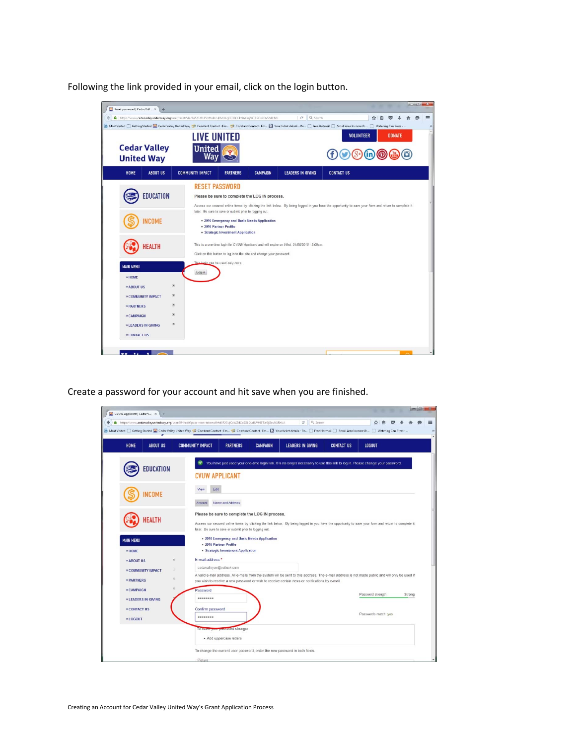Following the link provided in your email, click on the login button.

Create a password for your account and hit save when you are finished.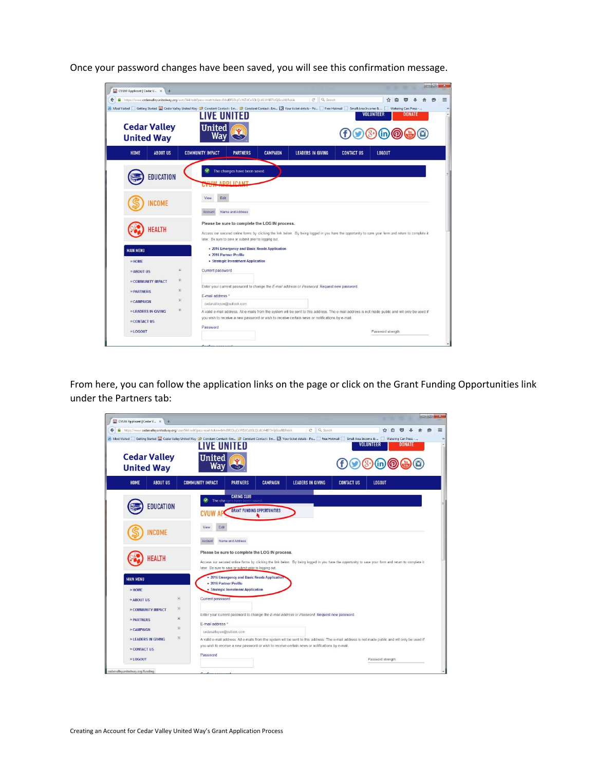Once your password changes have been saved, you will see this confirmation message.

From here, you can follow the application links on the page or click on the Grant Funding Opportunities link under the Partners tab: